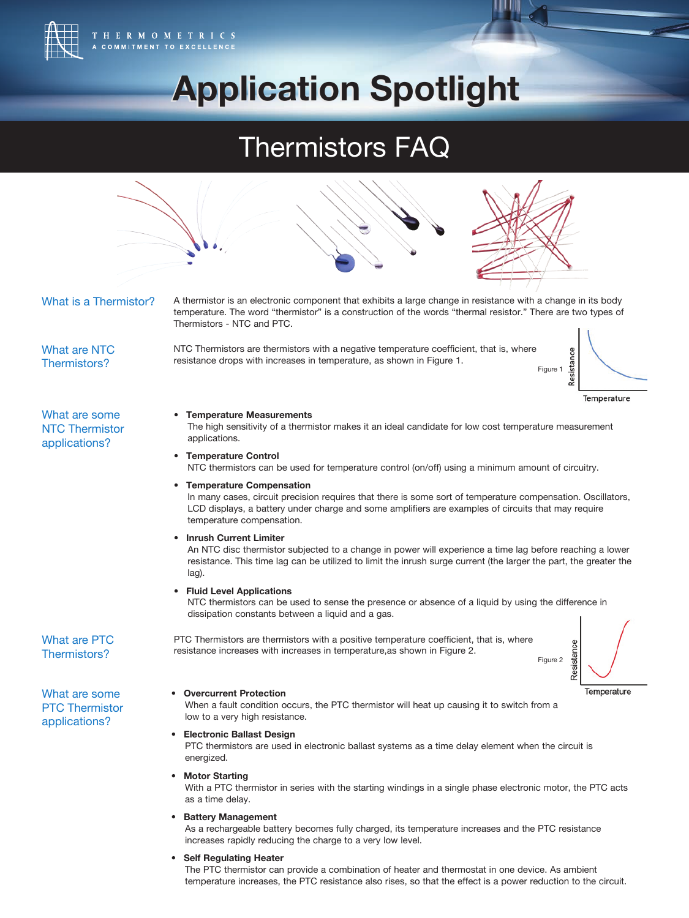THERMOMETRICS
A COMMITMENT TO EXCELLENCE

# Application Spotlight

## Thermistors FAQ

### What is a Thermistor?

A thermistor is an electronic component that exhibits a large change in resistance with a change in its body temperature. The word "thermistor" is a construction of the words "thermal resistor." There are two types of Thermistors - NTC and PTC.

### What are NTC Thermistors?

NTC Thermistors are thermistors with a negative temperature coefficient, that is, where resistance drops with increases in temperature, as shown in Figure 1.

Figure 1

### What are some NTC Thermistor applications?

- **Temperature Measurements**
  The high sensitivity of a thermistor makes it an ideal candidate for low cost temperature measurement applications.
- **Temperature Control**
  NTC thermistors can be used for temperature control (on/off) using a minimum amount of circuitry.
- **Temperature Compensation**
  In many cases, circuit precision requires that there is some sort of temperature compensation. Oscillators, LCD displays, a battery under charge and some amplifiers are examples of circuits that may require temperature compensation.
- **Inrush Current Limiter**
  An NTC disc thermistor subjected to a change in power will experience a time lag before reaching a lower resistance. This time lag can be utilized to limit the inrush surge current (the larger the part, the greater the lag).
- **Fluid Level Applications**
  NTC thermistors can be used to sense the presence or absence of a liquid by using the difference in dissipation constants between a liquid and a gas.

### What are PTC Thermistors?

PTC Thermistors are thermistors with a positive temperature coefficient, that is, where resistance increases with increases in temperature,as shown in Figure 2.

Figure 2

### What are some PTC Thermistor applications?

- **Overcurrent Protection**
  When a fault condition occurs, the PTC thermistor will heat up causing it to switch from a low to a very high resistance.
- **Electronic Ballast Design**
  PTC thermistors are used in electronic ballast systems as a time delay element when the circuit is energized.
- **Motor Starting**
  With a PTC thermistor in series with the starting windings in a single phase electronic motor, the PTC acts as a time delay.
- **Battery Management**
  As a rechargeable battery becomes fully charged, its temperature increases and the PTC resistance increases rapidly reducing the charge to a very low level.
- **Self Regulating Heater**
  The PTC thermistor can provide a combination of heater and thermostat in one device. As ambient temperature increases, the PTC resistance also rises, so that the effect is a power reduction to the circuit.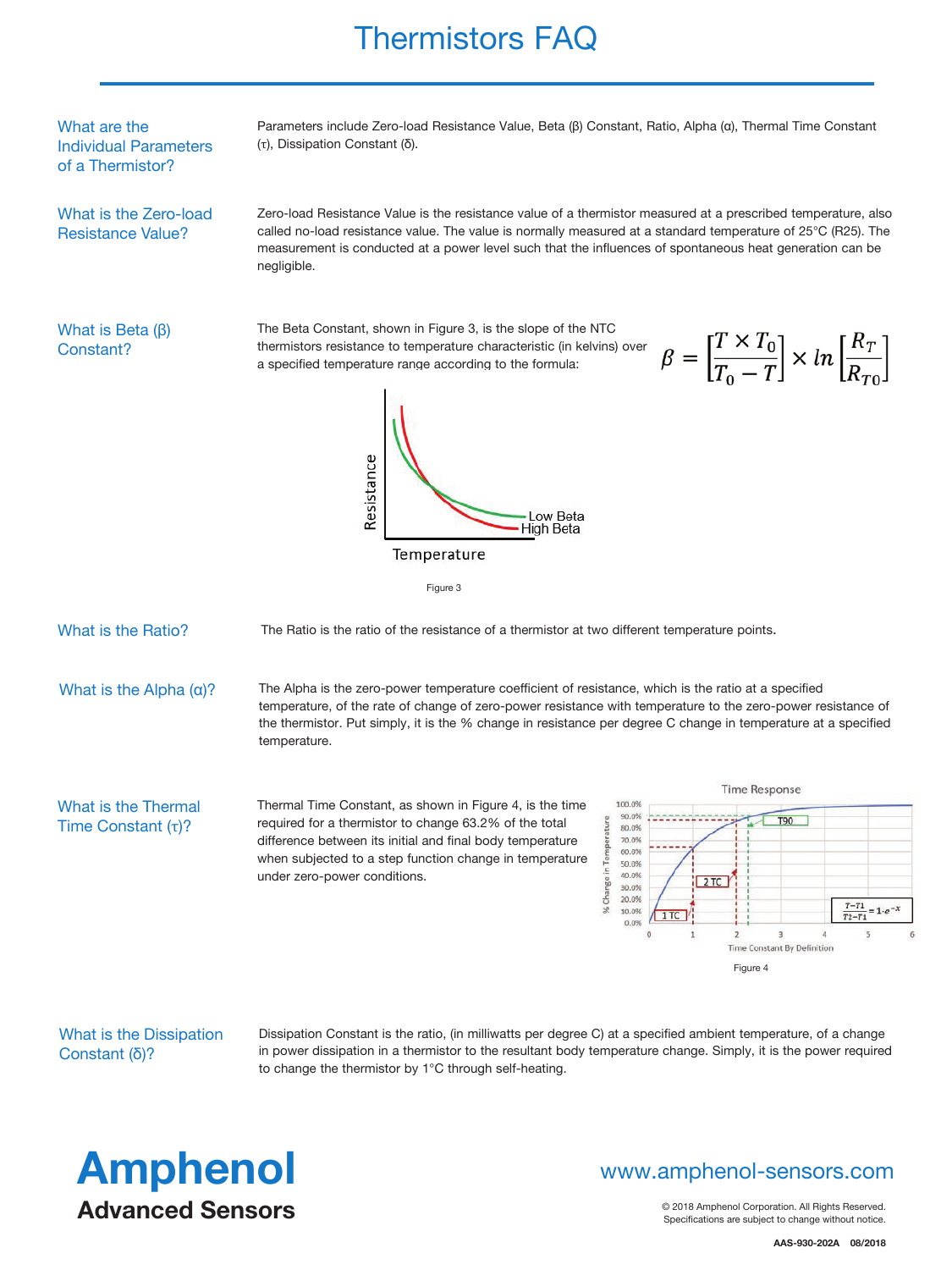# Thermistors FAQ

## What are the Individual Parameters of a Thermistor?

Parameters include Zero-load Resistance Value, Beta (β) Constant, Ratio, Alpha (α), Thermal Time Constant (τ), Dissipation Constant (δ).

## What is the Zero-load Resistance Value?

Zero-load Resistance Value is the resistance value of a thermistor measured at a prescribed temperature, also called no-load resistance value. The value is normally measured at a standard temperature of 25°C (R25). The measurement is conducted at a power level such that the influences of spontaneous heat generation can be negligible.

## What is Beta (β) Constant?

The Beta Constant, shown in Figure 3, is the slope of the NTC thermistors resistance to temperature characteristic (in kelvins) over a specified temperature range according to the formula:

$$\beta = \left[\frac{T \times T_0}{T_0 - T}\right] \times ln\left[\frac{R_T}{R_{T0}}\right]$$

Resistance

Temperature

Low Beta

High Beta

Figure 3

## What is the Ratio?

The Ratio is the ratio of the resistance of a thermistor at two different temperature points.

## What is the Alpha (α)?

The Alpha is the zero-power temperature coefficient of resistance, which is the ratio at a specified temperature, of the rate of change of zero-power resistance with temperature to the zero-power resistance of the thermistor. Put simply, it is the % change in resistance per degree C change in temperature at a specified temperature.

## What is the Thermal Time Constant (τ)?

Thermal Time Constant, as shown in Figure 4, is the time required for a thermistor to change 63.2% of the total difference between its initial and final body temperature when subjected to a step function change in temperature under zero-power conditions.

Time Response

% Change in Temperature

100.0%
90.0%
80.0%
70.0%
60.0%
50.0%
40.0%
30.0%
20.0%
10.0%
0.0%

0 1 2 3 4 5 6

Time Constant By Definition

1 TC

2 TC

T90

$\frac{T-T1}{T2-T1} = 1\text{-}e^{-x}$

Figure 4

## What is the Dissipation Constant (δ)?

Dissipation Constant is the ratio, (in milliwatts per degree C) at a specified ambient temperature, of a change in power dissipation in a thermistor to the resultant body temperature change. Simply, it is the power required to change the thermistor by 1°C through self-heating.

**Amphenol**
**Advanced Sensors**

www.amphenol-sensors.com

© 2018 Amphenol Corporation. All Rights Reserved.
Specifications are subject to change without notice.

**AAS-930-202A 08/2018**